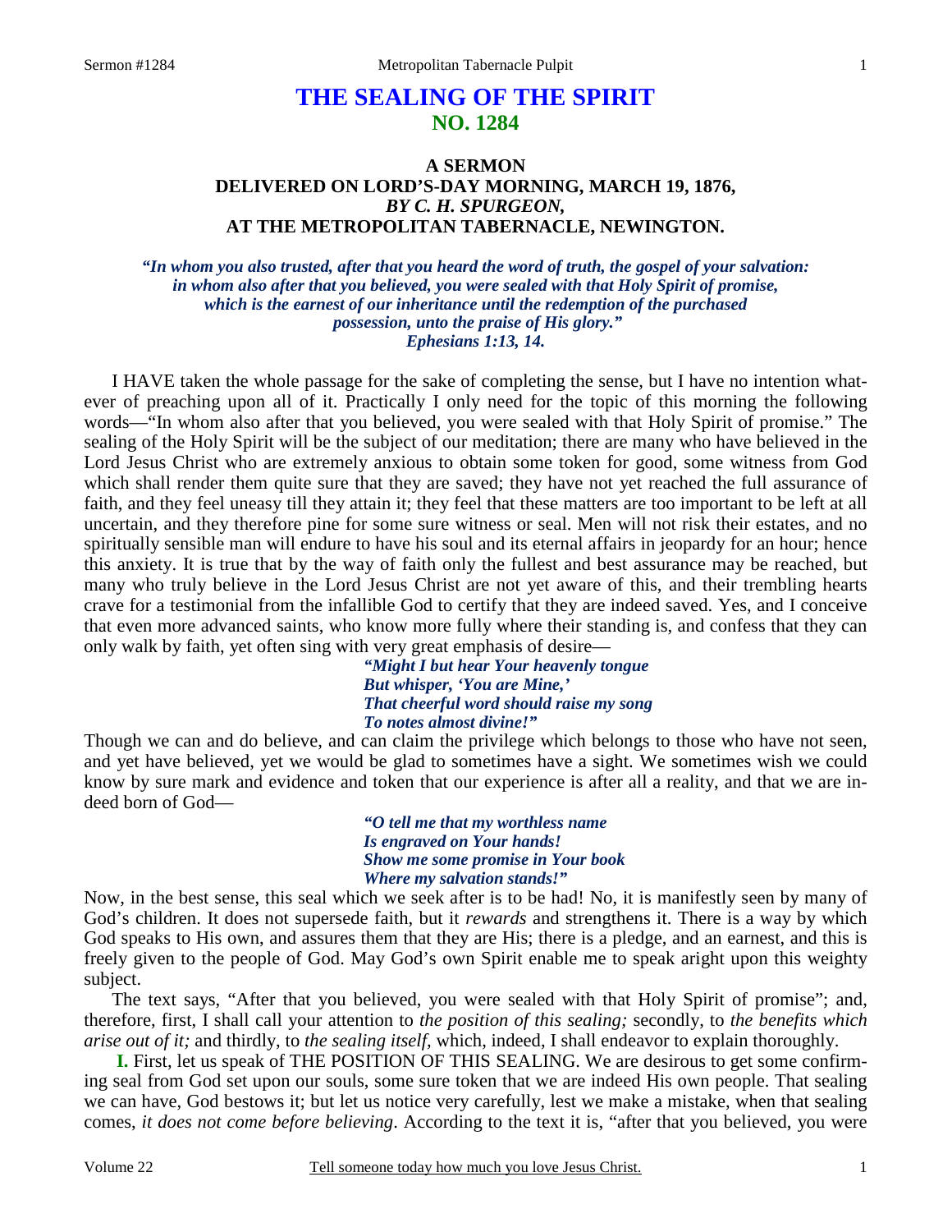# THE SEALING OF THE SPIRIT
## NO. 1284

### A SERMON
### DELIVERED ON LORD'S-DAY MORNING, MARCH 19, 1876,
### *BY C. H. SPURGEON,*
### AT THE METROPOLITAN TABERNACLE, NEWINGTON.

***"In whom you also trusted, after that you heard the word of truth, the gospel of your salvation: in whom also after that you believed, you were sealed with that Holy Spirit of promise, which is the earnest of our inheritance until the redemption of the purchased possession, unto the praise of His glory."***
***Ephesians 1:13, 14.***

I HAVE taken the whole passage for the sake of completing the sense, but I have no intention whatever of preaching upon all of it. Practically I only need for the topic of this morning the following words—"In whom also after that you believed, you were sealed with that Holy Spirit of promise." The sealing of the Holy Spirit will be the subject of our meditation; there are many who have believed in the Lord Jesus Christ who are extremely anxious to obtain some token for good, some witness from God which shall render them quite sure that they are saved; they have not yet reached the full assurance of faith, and they feel uneasy till they attain it; they feel that these matters are too important to be left at all uncertain, and they therefore pine for some sure witness or seal. Men will not risk their estates, and no spiritually sensible man will endure to have his soul and its eternal affairs in jeopardy for an hour; hence this anxiety. It is true that by the way of faith only the fullest and best assurance may be reached, but many who truly believe in the Lord Jesus Christ are not yet aware of this, and their trembling hearts crave for a testimonial from the infallible God to certify that they are indeed saved. Yes, and I conceive that even more advanced saints, who know more fully where their standing is, and confess that they can only walk by faith, yet often sing with very great emphasis of desire—

> ***"Might I but hear Your heavenly tongue***
> ***But whisper, 'You are Mine,'***
> ***That cheerful word should raise my song***
> ***To notes almost divine!"***

Though we can and do believe, and can claim the privilege which belongs to those who have not seen, and yet have believed, yet we would be glad to sometimes have a sight. We sometimes wish we could know by sure mark and evidence and token that our experience is after all a reality, and that we are indeed born of God—

> ***"O tell me that my worthless name***
> ***Is engraved on Your hands!***
> ***Show me some promise in Your book***
> ***Where my salvation stands!"***

Now, in the best sense, this seal which we seek after is to be had! No, it is manifestly seen by many of God's children. It does not supersede faith, but it *rewards* and strengthens it. There is a way by which God speaks to His own, and assures them that they are His; there is a pledge, and an earnest, and this is freely given to the people of God. May God's own Spirit enable me to speak aright upon this weighty subject.

The text says, "After that you believed, you were sealed with that Holy Spirit of promise"; and, therefore, first, I shall call your attention to *the position of this sealing;* secondly, to *the benefits which arise out of it;* and thirdly, to *the sealing itself,* which, indeed, I shall endeavor to explain thoroughly.

**I.** First, let us speak of THE POSITION OF THIS SEALING. We are desirous to get some confirming seal from God set upon our souls, some sure token that we are indeed His own people. That sealing we can have, God bestows it; but let us notice very carefully, lest we make a mistake, when that sealing comes, *it does not come before believing*. According to the text it is, "after that you believed, you were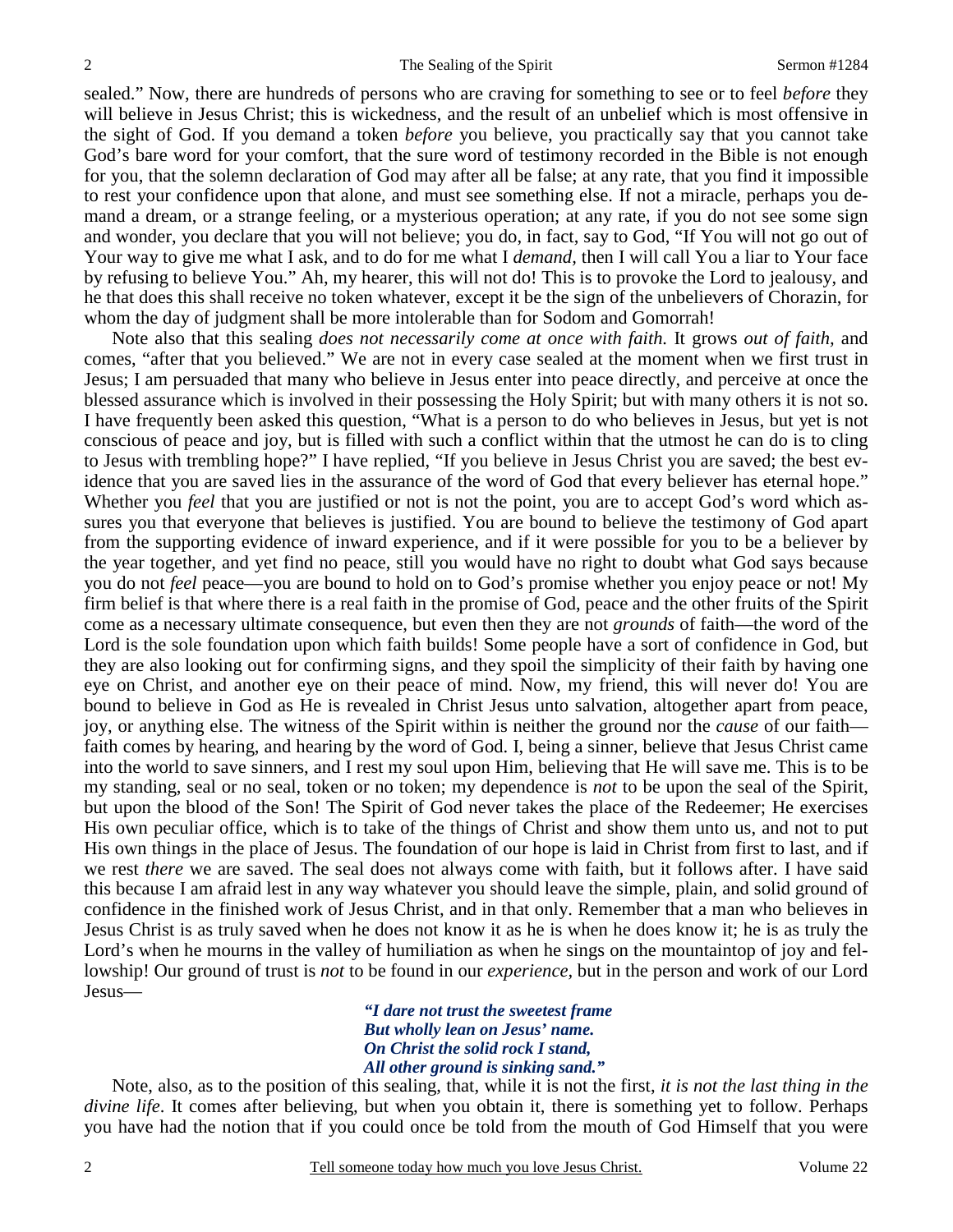sealed." Now, there are hundreds of persons who are craving for something to see or to feel *before* they will believe in Jesus Christ; this is wickedness, and the result of an unbelief which is most offensive in the sight of God. If you demand a token *before* you believe, you practically say that you cannot take God's bare word for your comfort, that the sure word of testimony recorded in the Bible is not enough for you, that the solemn declaration of God may after all be false; at any rate, that you find it impossible to rest your confidence upon that alone, and must see something else. If not a miracle, perhaps you demand a dream, or a strange feeling, or a mysterious operation; at any rate, if you do not see some sign and wonder, you declare that you will not believe; you do, in fact, say to God, "If You will not go out of Your way to give me what I ask, and to do for me what I *demand*, then I will call You a liar to Your face by refusing to believe You." Ah, my hearer, this will not do! This is to provoke the Lord to jealousy, and he that does this shall receive no token whatever, except it be the sign of the unbelievers of Chorazin, for whom the day of judgment shall be more intolerable than for Sodom and Gomorrah!

Note also that this sealing *does not necessarily come at once with faith.* It grows *out of faith,* and comes, "after that you believed." We are not in every case sealed at the moment when we first trust in Jesus; I am persuaded that many who believe in Jesus enter into peace directly, and perceive at once the blessed assurance which is involved in their possessing the Holy Spirit; but with many others it is not so. I have frequently been asked this question, "What is a person to do who believes in Jesus, but yet is not conscious of peace and joy, but is filled with such a conflict within that the utmost he can do is to cling to Jesus with trembling hope?" I have replied, "If you believe in Jesus Christ you are saved; the best evidence that you are saved lies in the assurance of the word of God that every believer has eternal hope." Whether you *feel* that you are justified or not is not the point, you are to accept God's word which assures you that everyone that believes is justified. You are bound to believe the testimony of God apart from the supporting evidence of inward experience, and if it were possible for you to be a believer by the year together, and yet find no peace, still you would have no right to doubt what God says because you do not *feel* peace—you are bound to hold on to God's promise whether you enjoy peace or not! My firm belief is that where there is a real faith in the promise of God, peace and the other fruits of the Spirit come as a necessary ultimate consequence, but even then they are not *grounds* of faith—the word of the Lord is the sole foundation upon which faith builds! Some people have a sort of confidence in God, but they are also looking out for confirming signs, and they spoil the simplicity of their faith by having one eye on Christ, and another eye on their peace of mind. Now, my friend, this will never do! You are bound to believe in God as He is revealed in Christ Jesus unto salvation, altogether apart from peace, joy, or anything else. The witness of the Spirit within is neither the ground nor the *cause* of our faith—faith comes by hearing, and hearing by the word of God. I, being a sinner, believe that Jesus Christ came into the world to save sinners, and I rest my soul upon Him, believing that He will save me. This is to be my standing, seal or no seal, token or no token; my dependence is *not* to be upon the seal of the Spirit, but upon the blood of the Son! The Spirit of God never takes the place of the Redeemer; He exercises His own peculiar office, which is to take of the things of Christ and show them unto us, and not to put His own things in the place of Jesus. The foundation of our hope is laid in Christ from first to last, and if we rest *there* we are saved. The seal does not always come with faith, but it follows after. I have said this because I am afraid lest in any way whatever you should leave the simple, plain, and solid ground of confidence in the finished work of Jesus Christ, and in that only. Remember that a man who believes in Jesus Christ is as truly saved when he does not know it as he is when he does know it; he is as truly the Lord's when he mourns in the valley of humiliation as when he sings on the mountaintop of joy and fellowship! Our ground of trust is *not* to be found in our *experience,* but in the person and work of our Lord Jesus—

> *"I dare not trust the sweetest frame*
> *But wholly lean on Jesus' name.*
> *On Christ the solid rock I stand,*
> *All other ground is sinking sand."*

Note, also, as to the position of this sealing, that, while it is not the first, *it is not the last thing in the divine life*. It comes after believing, but when you obtain it, there is something yet to follow. Perhaps you have had the notion that if you could once be told from the mouth of God Himself that you were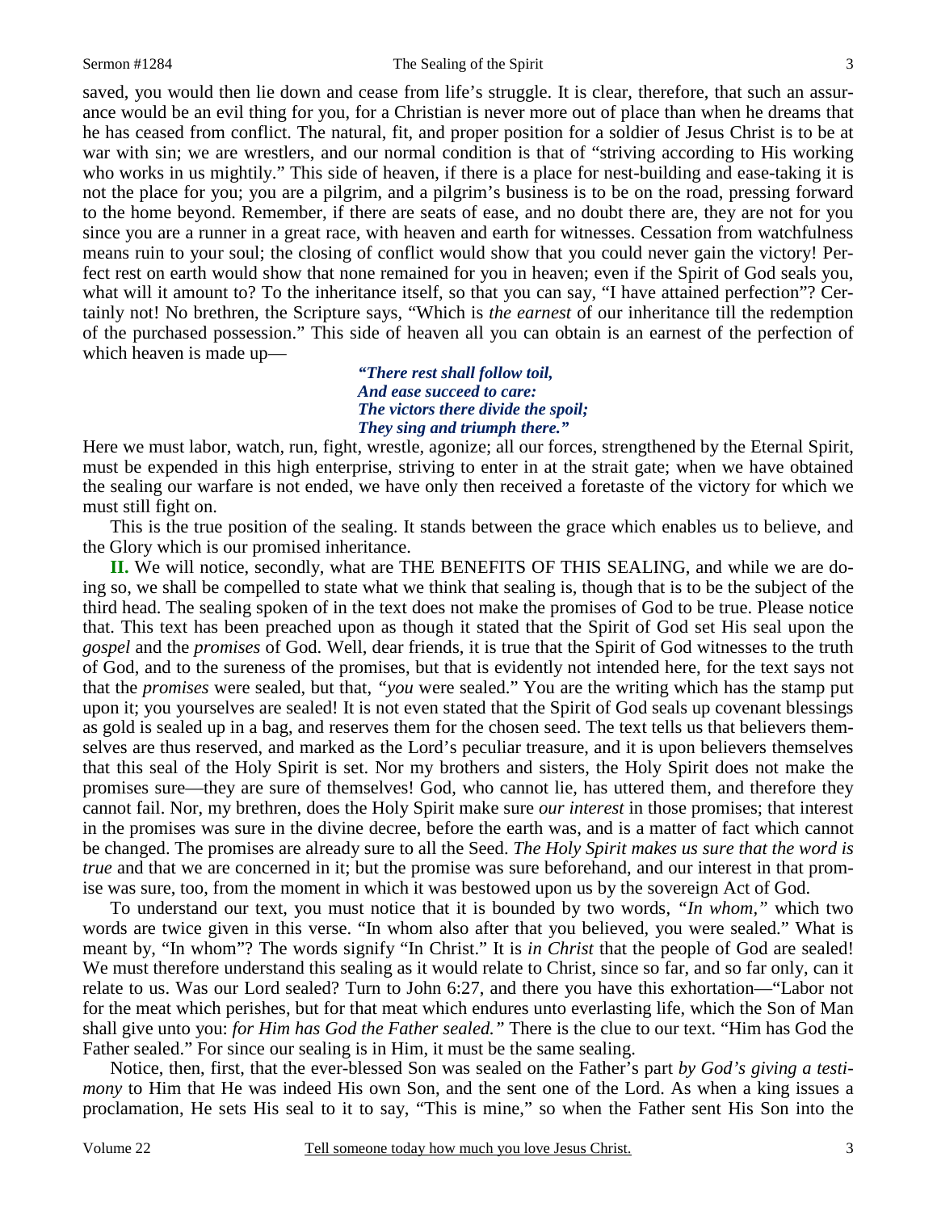saved, you would then lie down and cease from life's struggle. It is clear, therefore, that such an assurance would be an evil thing for you, for a Christian is never more out of place than when he dreams that he has ceased from conflict. The natural, fit, and proper position for a soldier of Jesus Christ is to be at war with sin; we are wrestlers, and our normal condition is that of "striving according to His working who works in us mightily." This side of heaven, if there is a place for nest-building and ease-taking it is not the place for you; you are a pilgrim, and a pilgrim's business is to be on the road, pressing forward to the home beyond. Remember, if there are seats of ease, and no doubt there are, they are not for you since you are a runner in a great race, with heaven and earth for witnesses. Cessation from watchfulness means ruin to your soul; the closing of conflict would show that you could never gain the victory! Perfect rest on earth would show that none remained for you in heaven; even if the Spirit of God seals you, what will it amount to? To the inheritance itself, so that you can say, "I have attained perfection"? Certainly not! No brethren, the Scripture says, "Which is *the earnest* of our inheritance till the redemption of the purchased possession." This side of heaven all you can obtain is an earnest of the perfection of which heaven is made up—

> ***"There rest shall follow toil,***
> ***And ease succeed to care:***
> ***The victors there divide the spoil;***
> ***They sing and triumph there."***

Here we must labor, watch, run, fight, wrestle, agonize; all our forces, strengthened by the Eternal Spirit, must be expended in this high enterprise, striving to enter in at the strait gate; when we have obtained the sealing our warfare is not ended, we have only then received a foretaste of the victory for which we must still fight on.

This is the true position of the sealing. It stands between the grace which enables us to believe, and the Glory which is our promised inheritance.

**II.** We will notice, secondly, what are THE BENEFITS OF THIS SEALING, and while we are doing so, we shall be compelled to state what we think that sealing is, though that is to be the subject of the third head. The sealing spoken of in the text does not make the promises of God to be true. Please notice that. This text has been preached upon as though it stated that the Spirit of God set His seal upon the *gospel* and the *promises* of God. Well, dear friends, it is true that the Spirit of God witnesses to the truth of God, and to the sureness of the promises, but that is evidently not intended here, for the text says not that the *promises* were sealed, but that, *"you* were sealed." You are the writing which has the stamp put upon it; you yourselves are sealed! It is not even stated that the Spirit of God seals up covenant blessings as gold is sealed up in a bag, and reserves them for the chosen seed. The text tells us that believers themselves are thus reserved, and marked as the Lord's peculiar treasure, and it is upon believers themselves that this seal of the Holy Spirit is set. Nor my brothers and sisters, the Holy Spirit does not make the promises sure—they are sure of themselves! God, who cannot lie, has uttered them, and therefore they cannot fail. Nor, my brethren, does the Holy Spirit make sure *our interest* in those promises; that interest in the promises was sure in the divine decree, before the earth was, and is a matter of fact which cannot be changed. The promises are already sure to all the Seed. *The Holy Spirit makes us sure that the word is true* and that we are concerned in it; but the promise was sure beforehand, and our interest in that promise was sure, too, from the moment in which it was bestowed upon us by the sovereign Act of God.

To understand our text, you must notice that it is bounded by two words, *"In whom,"* which two words are twice given in this verse. "In whom also after that you believed, you were sealed." What is meant by, "In whom"? The words signify "In Christ." It is *in Christ* that the people of God are sealed! We must therefore understand this sealing as it would relate to Christ, since so far, and so far only, can it relate to us. Was our Lord sealed? Turn to John 6:27, and there you have this exhortation—"Labor not for the meat which perishes, but for that meat which endures unto everlasting life, which the Son of Man shall give unto you: *for Him has God the Father sealed."* There is the clue to our text. "Him has God the Father sealed." For since our sealing is in Him, it must be the same sealing.

Notice, then, first, that the ever-blessed Son was sealed on the Father's part *by God's giving a testimony* to Him that He was indeed His own Son, and the sent one of the Lord. As when a king issues a proclamation, He sets His seal to it to say, "This is mine," so when the Father sent His Son into the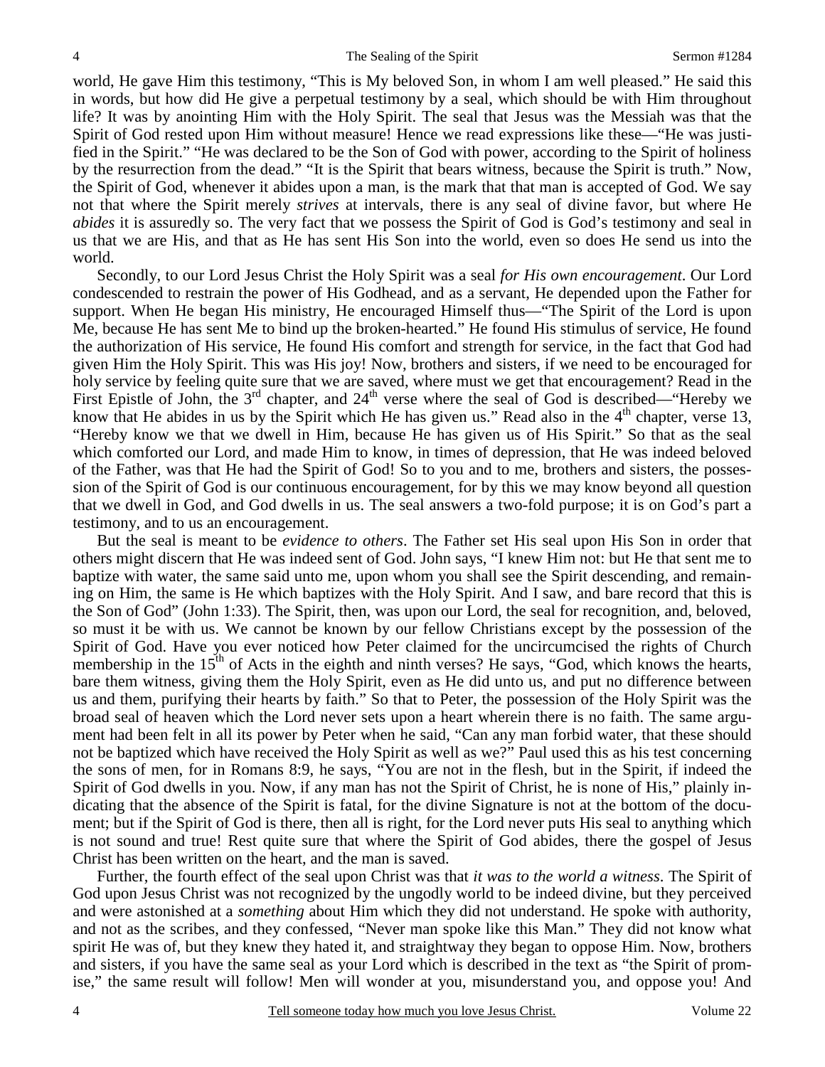world, He gave Him this testimony, "This is My beloved Son, in whom I am well pleased." He said this in words, but how did He give a perpetual testimony by a seal, which should be with Him throughout life? It was by anointing Him with the Holy Spirit. The seal that Jesus was the Messiah was that the Spirit of God rested upon Him without measure! Hence we read expressions like these—"He was justified in the Spirit." "He was declared to be the Son of God with power, according to the Spirit of holiness by the resurrection from the dead." "It is the Spirit that bears witness, because the Spirit is truth." Now, the Spirit of God, whenever it abides upon a man, is the mark that that man is accepted of God. We say not that where the Spirit merely *strives* at intervals, there is any seal of divine favor, but where He *abides* it is assuredly so. The very fact that we possess the Spirit of God is God's testimony and seal in us that we are His, and that as He has sent His Son into the world, even so does He send us into the world.

Secondly, to our Lord Jesus Christ the Holy Spirit was a seal *for His own encouragement*. Our Lord condescended to restrain the power of His Godhead, and as a servant, He depended upon the Father for support. When He began His ministry, He encouraged Himself thus—"The Spirit of the Lord is upon Me, because He has sent Me to bind up the broken-hearted." He found His stimulus of service, He found the authorization of His service, He found His comfort and strength for service, in the fact that God had given Him the Holy Spirit. This was His joy! Now, brothers and sisters, if we need to be encouraged for holy service by feeling quite sure that we are saved, where must we get that encouragement? Read in the First Epistle of John, the 3rd chapter, and 24th verse where the seal of God is described—"Hereby we know that He abides in us by the Spirit which He has given us." Read also in the 4th chapter, verse 13, "Hereby know we that we dwell in Him, because He has given us of His Spirit." So that as the seal which comforted our Lord, and made Him to know, in times of depression, that He was indeed beloved of the Father, was that He had the Spirit of God! So to you and to me, brothers and sisters, the possession of the Spirit of God is our continuous encouragement, for by this we may know beyond all question that we dwell in God, and God dwells in us. The seal answers a two-fold purpose; it is on God's part a testimony, and to us an encouragement.

But the seal is meant to be *evidence to others*. The Father set His seal upon His Son in order that others might discern that He was indeed sent of God. John says, "I knew Him not: but He that sent me to baptize with water, the same said unto me, upon whom you shall see the Spirit descending, and remaining on Him, the same is He which baptizes with the Holy Spirit. And I saw, and bare record that this is the Son of God" (John 1:33). The Spirit, then, was upon our Lord, the seal for recognition, and, beloved, so must it be with us. We cannot be known by our fellow Christians except by the possession of the Spirit of God. Have you ever noticed how Peter claimed for the uncircumcised the rights of Church membership in the 15th of Acts in the eighth and ninth verses? He says, "God, which knows the hearts, bare them witness, giving them the Holy Spirit, even as He did unto us, and put no difference between us and them, purifying their hearts by faith." So that to Peter, the possession of the Holy Spirit was the broad seal of heaven which the Lord never sets upon a heart wherein there is no faith. The same argument had been felt in all its power by Peter when he said, "Can any man forbid water, that these should not be baptized which have received the Holy Spirit as well as we?" Paul used this as his test concerning the sons of men, for in Romans 8:9, he says, "You are not in the flesh, but in the Spirit, if indeed the Spirit of God dwells in you. Now, if any man has not the Spirit of Christ, he is none of His," plainly indicating that the absence of the Spirit is fatal, for the divine Signature is not at the bottom of the document; but if the Spirit of God is there, then all is right, for the Lord never puts His seal to anything which is not sound and true! Rest quite sure that where the Spirit of God abides, there the gospel of Jesus Christ has been written on the heart, and the man is saved.

Further, the fourth effect of the seal upon Christ was that *it was to the world a witness*. The Spirit of God upon Jesus Christ was not recognized by the ungodly world to be indeed divine, but they perceived and were astonished at a *something* about Him which they did not understand. He spoke with authority, and not as the scribes, and they confessed, "Never man spoke like this Man." They did not know what spirit He was of, but they knew they hated it, and straightway they began to oppose Him. Now, brothers and sisters, if you have the same seal as your Lord which is described in the text as "the Spirit of promise," the same result will follow! Men will wonder at you, misunderstand you, and oppose you! And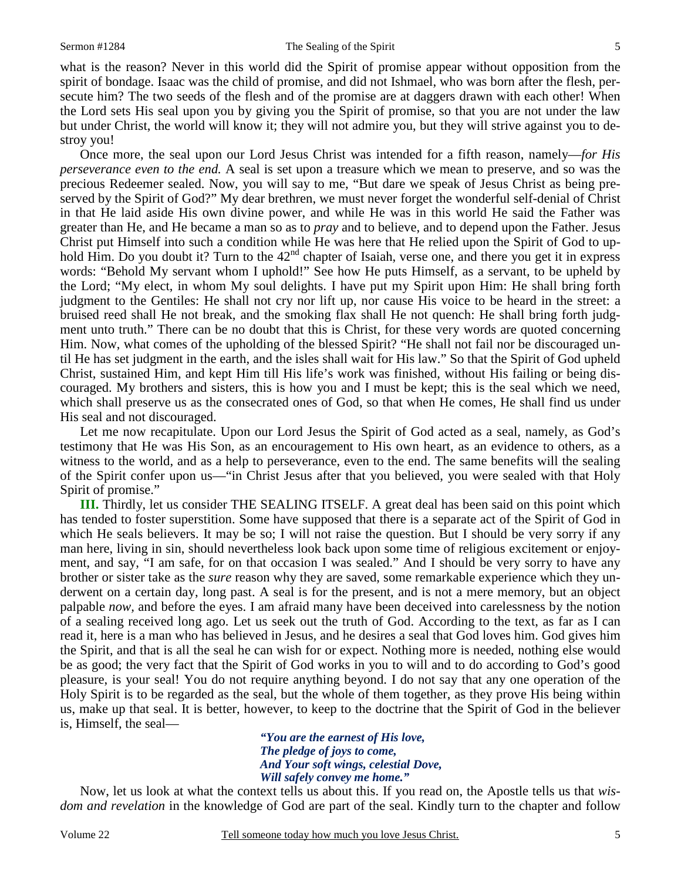what is the reason? Never in this world did the Spirit of promise appear without opposition from the spirit of bondage. Isaac was the child of promise, and did not Ishmael, who was born after the flesh, persecute him? The two seeds of the flesh and of the promise are at daggers drawn with each other! When the Lord sets His seal upon you by giving you the Spirit of promise, so that you are not under the law but under Christ, the world will know it; they will not admire you, but they will strive against you to destroy you!

Once more, the seal upon our Lord Jesus Christ was intended for a fifth reason, namely—*for His perseverance even to the end.* A seal is set upon a treasure which we mean to preserve, and so was the precious Redeemer sealed. Now, you will say to me, "But dare we speak of Jesus Christ as being preserved by the Spirit of God?" My dear brethren, we must never forget the wonderful self-denial of Christ in that He laid aside His own divine power, and while He was in this world He said the Father was greater than He, and He became a man so as to *pray* and to believe, and to depend upon the Father. Jesus Christ put Himself into such a condition while He was here that He relied upon the Spirit of God to uphold Him. Do you doubt it? Turn to the 42nd chapter of Isaiah, verse one, and there you get it in express words: "Behold My servant whom I uphold!" See how He puts Himself, as a servant, to be upheld by the Lord; "My elect, in whom My soul delights. I have put my Spirit upon Him: He shall bring forth judgment to the Gentiles: He shall not cry nor lift up, nor cause His voice to be heard in the street: a bruised reed shall He not break, and the smoking flax shall He not quench: He shall bring forth judgment unto truth." There can be no doubt that this is Christ, for these very words are quoted concerning Him. Now, what comes of the upholding of the blessed Spirit? "He shall not fail nor be discouraged until He has set judgment in the earth, and the isles shall wait for His law." So that the Spirit of God upheld Christ, sustained Him, and kept Him till His life's work was finished, without His failing or being discouraged. My brothers and sisters, this is how you and I must be kept; this is the seal which we need, which shall preserve us as the consecrated ones of God, so that when He comes, He shall find us under His seal and not discouraged.

Let me now recapitulate. Upon our Lord Jesus the Spirit of God acted as a seal, namely, as God's testimony that He was His Son, as an encouragement to His own heart, as an evidence to others, as a witness to the world, and as a help to perseverance, even to the end. The same benefits will the sealing of the Spirit confer upon us—"in Christ Jesus after that you believed, you were sealed with that Holy Spirit of promise."

**III.** Thirdly, let us consider THE SEALING ITSELF. A great deal has been said on this point which has tended to foster superstition. Some have supposed that there is a separate act of the Spirit of God in which He seals believers. It may be so; I will not raise the question. But I should be very sorry if any man here, living in sin, should nevertheless look back upon some time of religious excitement or enjoyment, and say, "I am safe, for on that occasion I was sealed." And I should be very sorry to have any brother or sister take as the *sure* reason why they are saved, some remarkable experience which they underwent on a certain day, long past. A seal is for the present, and is not a mere memory, but an object palpable *now,* and before the eyes. I am afraid many have been deceived into carelessness by the notion of a sealing received long ago. Let us seek out the truth of God. According to the text, as far as I can read it, here is a man who has believed in Jesus, and he desires a seal that God loves him. God gives him the Spirit, and that is all the seal he can wish for or expect. Nothing more is needed, nothing else would be as good; the very fact that the Spirit of God works in you to will and to do according to God's good pleasure, is your seal! You do not require anything beyond. I do not say that any one operation of the Holy Spirit is to be regarded as the seal, but the whole of them together, as they prove His being within us, make up that seal. It is better, however, to keep to the doctrine that the Spirit of God in the believer is, Himself, the seal—

> *"You are the earnest of His love,*
> *The pledge of joys to come,*
> *And Your soft wings, celestial Dove,*
> *Will safely convey me home."*

Now, let us look at what the context tells us about this. If you read on, the Apostle tells us that *wisdom and revelation* in the knowledge of God are part of the seal. Kindly turn to the chapter and follow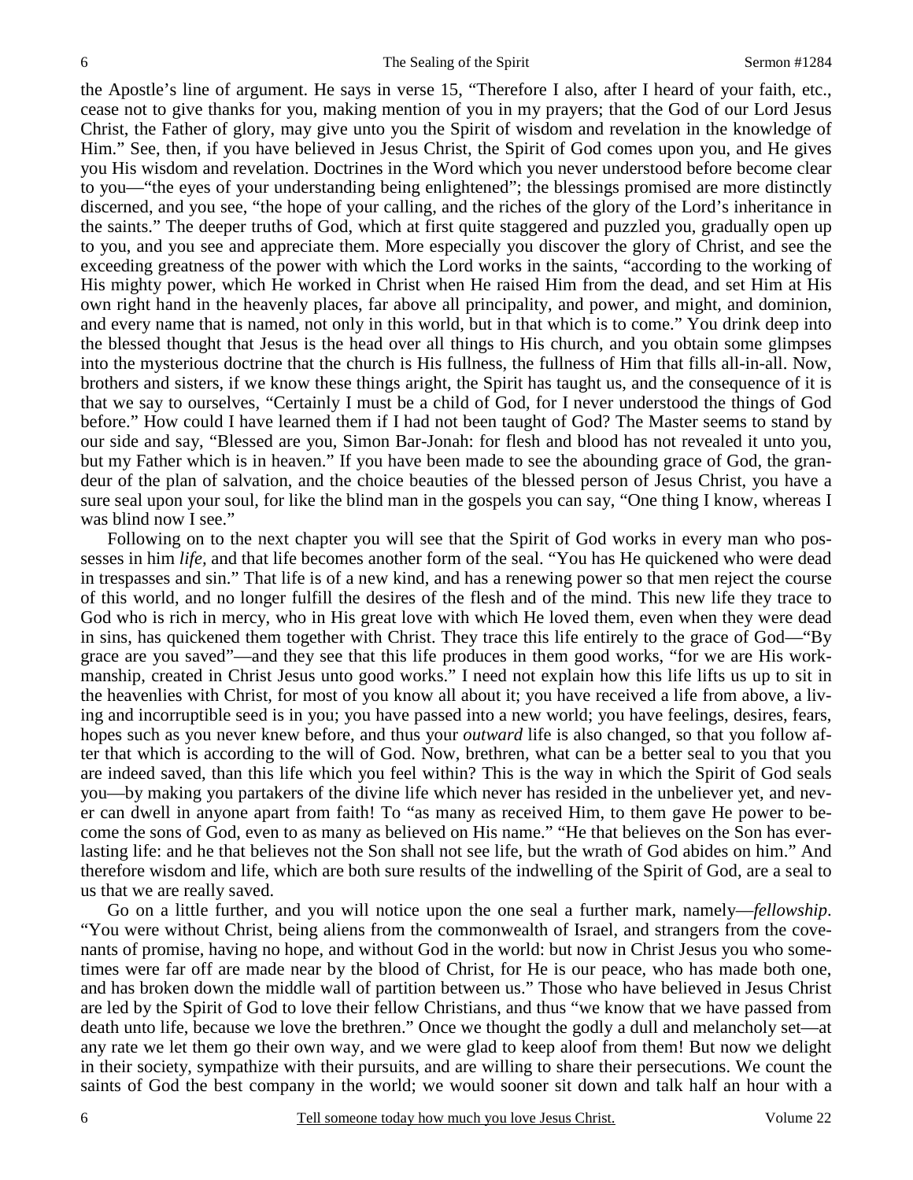the Apostle's line of argument. He says in verse 15, "Therefore I also, after I heard of your faith, etc., cease not to give thanks for you, making mention of you in my prayers; that the God of our Lord Jesus Christ, the Father of glory, may give unto you the Spirit of wisdom and revelation in the knowledge of Him." See, then, if you have believed in Jesus Christ, the Spirit of God comes upon you, and He gives you His wisdom and revelation. Doctrines in the Word which you never understood before become clear to you—"the eyes of your understanding being enlightened"; the blessings promised are more distinctly discerned, and you see, "the hope of your calling, and the riches of the glory of the Lord's inheritance in the saints." The deeper truths of God, which at first quite staggered and puzzled you, gradually open up to you, and you see and appreciate them. More especially you discover the glory of Christ, and see the exceeding greatness of the power with which the Lord works in the saints, "according to the working of His mighty power, which He worked in Christ when He raised Him from the dead, and set Him at His own right hand in the heavenly places, far above all principality, and power, and might, and dominion, and every name that is named, not only in this world, but in that which is to come." You drink deep into the blessed thought that Jesus is the head over all things to His church, and you obtain some glimpses into the mysterious doctrine that the church is His fullness, the fullness of Him that fills all-in-all. Now, brothers and sisters, if we know these things aright, the Spirit has taught us, and the consequence of it is that we say to ourselves, "Certainly I must be a child of God, for I never understood the things of God before." How could I have learned them if I had not been taught of God? The Master seems to stand by our side and say, "Blessed are you, Simon Bar-Jonah: for flesh and blood has not revealed it unto you, but my Father which is in heaven." If you have been made to see the abounding grace of God, the grandeur of the plan of salvation, and the choice beauties of the blessed person of Jesus Christ, you have a sure seal upon your soul, for like the blind man in the gospels you can say, "One thing I know, whereas I was blind now I see."

Following on to the next chapter you will see that the Spirit of God works in every man who possesses in him *life,* and that life becomes another form of the seal. "You has He quickened who were dead in trespasses and sin." That life is of a new kind, and has a renewing power so that men reject the course of this world, and no longer fulfill the desires of the flesh and of the mind. This new life they trace to God who is rich in mercy, who in His great love with which He loved them, even when they were dead in sins, has quickened them together with Christ. They trace this life entirely to the grace of God—"By grace are you saved"—and they see that this life produces in them good works, "for we are His workmanship, created in Christ Jesus unto good works." I need not explain how this life lifts us up to sit in the heavenlies with Christ, for most of you know all about it; you have received a life from above, a living and incorruptible seed is in you; you have passed into a new world; you have feelings, desires, fears, hopes such as you never knew before, and thus your *outward* life is also changed, so that you follow after that which is according to the will of God. Now, brethren, what can be a better seal to you that you are indeed saved, than this life which you feel within? This is the way in which the Spirit of God seals you—by making you partakers of the divine life which never has resided in the unbeliever yet, and never can dwell in anyone apart from faith! To "as many as received Him, to them gave He power to become the sons of God, even to as many as believed on His name." "He that believes on the Son has everlasting life: and he that believes not the Son shall not see life, but the wrath of God abides on him." And therefore wisdom and life, which are both sure results of the indwelling of the Spirit of God, are a seal to us that we are really saved.

Go on a little further, and you will notice upon the one seal a further mark, namely—*fellowship*. "You were without Christ, being aliens from the commonwealth of Israel, and strangers from the covenants of promise, having no hope, and without God in the world: but now in Christ Jesus you who sometimes were far off are made near by the blood of Christ, for He is our peace, who has made both one, and has broken down the middle wall of partition between us." Those who have believed in Jesus Christ are led by the Spirit of God to love their fellow Christians, and thus "we know that we have passed from death unto life, because we love the brethren." Once we thought the godly a dull and melancholy set—at any rate we let them go their own way, and we were glad to keep aloof from them! But now we delight in their society, sympathize with their pursuits, and are willing to share their persecutions. We count the saints of God the best company in the world; we would sooner sit down and talk half an hour with a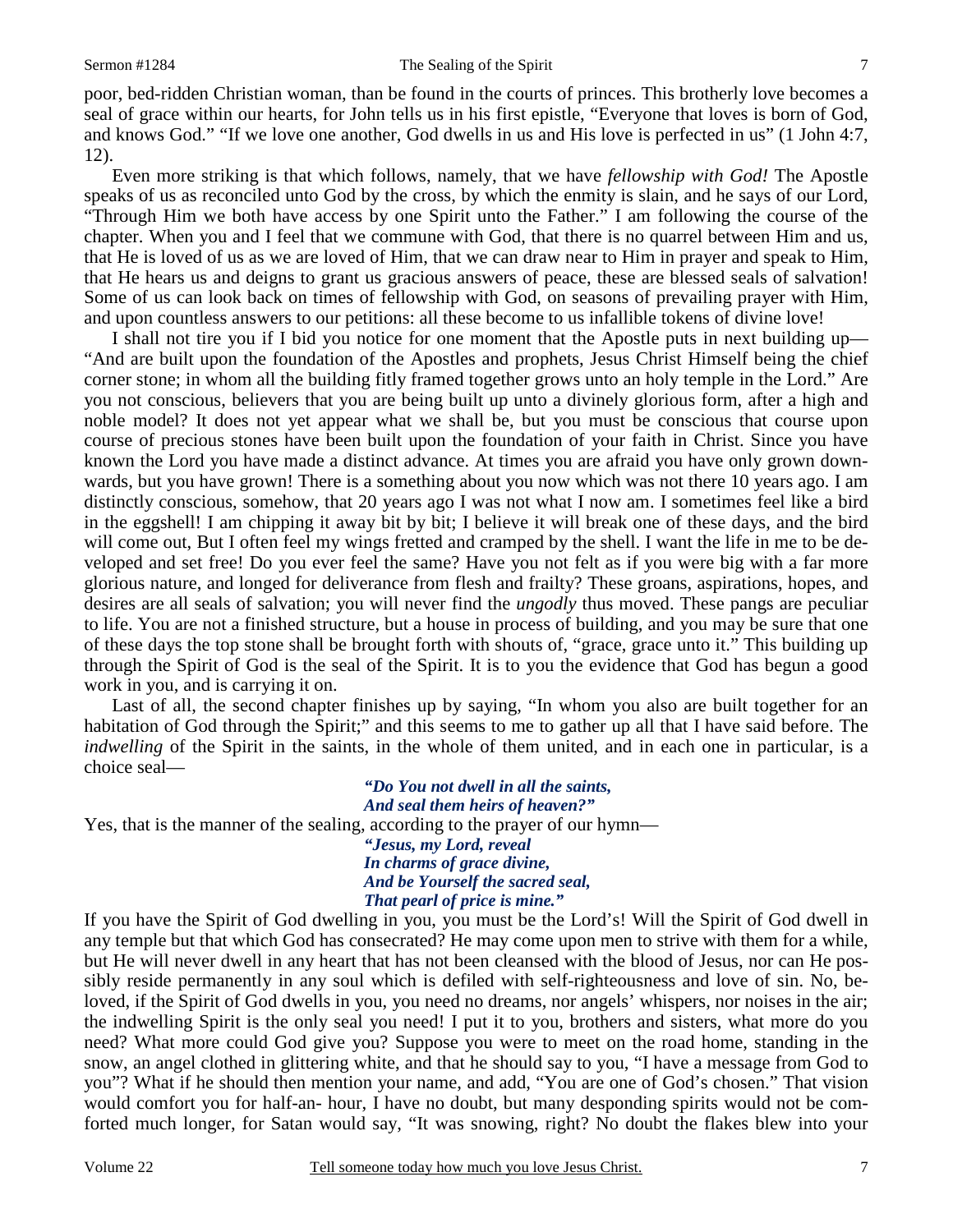poor, bed-ridden Christian woman, than be found in the courts of princes. This brotherly love becomes a seal of grace within our hearts, for John tells us in his first epistle, "Everyone that loves is born of God, and knows God." "If we love one another, God dwells in us and His love is perfected in us" (1 John 4:7, 12).

Even more striking is that which follows, namely, that we have *fellowship with God!* The Apostle speaks of us as reconciled unto God by the cross, by which the enmity is slain, and he says of our Lord, "Through Him we both have access by one Spirit unto the Father." I am following the course of the chapter. When you and I feel that we commune with God, that there is no quarrel between Him and us, that He is loved of us as we are loved of Him, that we can draw near to Him in prayer and speak to Him, that He hears us and deigns to grant us gracious answers of peace, these are blessed seals of salvation! Some of us can look back on times of fellowship with God, on seasons of prevailing prayer with Him, and upon countless answers to our petitions: all these become to us infallible tokens of divine love!

I shall not tire you if I bid you notice for one moment that the Apostle puts in next building up—"And are built upon the foundation of the Apostles and prophets, Jesus Christ Himself being the chief corner stone; in whom all the building fitly framed together grows unto an holy temple in the Lord." Are you not conscious, believers that you are being built up unto a divinely glorious form, after a high and noble model? It does not yet appear what we shall be, but you must be conscious that course upon course of precious stones have been built upon the foundation of your faith in Christ. Since you have known the Lord you have made a distinct advance. At times you are afraid you have only grown downwards, but you have grown! There is a something about you now which was not there 10 years ago. I am distinctly conscious, somehow, that 20 years ago I was not what I now am. I sometimes feel like a bird in the eggshell! I am chipping it away bit by bit; I believe it will break one of these days, and the bird will come out, But I often feel my wings fretted and cramped by the shell. I want the life in me to be developed and set free! Do you ever feel the same? Have you not felt as if you were big with a far more glorious nature, and longed for deliverance from flesh and frailty? These groans, aspirations, hopes, and desires are all seals of salvation; you will never find the *ungodly* thus moved. These pangs are peculiar to life. You are not a finished structure, but a house in process of building, and you may be sure that one of these days the top stone shall be brought forth with shouts of, "grace, grace unto it." This building up through the Spirit of God is the seal of the Spirit. It is to you the evidence that God has begun a good work in you, and is carrying it on.

Last of all, the second chapter finishes up by saying, "In whom you also are built together for an habitation of God through the Spirit;" and this seems to me to gather up all that I have said before. The *indwelling* of the Spirit in the saints, in the whole of them united, and in each one in particular, is a choice seal—

*"Do You not dwell in all the saints,*
*And seal them heirs of heaven?"*

Yes, that is the manner of the sealing, according to the prayer of our hymn—

*"Jesus, my Lord, reveal*
*In charms of grace divine,*
*And be Yourself the sacred seal,*
*That pearl of price is mine."*

If you have the Spirit of God dwelling in you, you must be the Lord's! Will the Spirit of God dwell in any temple but that which God has consecrated? He may come upon men to strive with them for a while, but He will never dwell in any heart that has not been cleansed with the blood of Jesus, nor can He possibly reside permanently in any soul which is defiled with self-righteousness and love of sin. No, beloved, if the Spirit of God dwells in you, you need no dreams, nor angels' whispers, nor noises in the air; the indwelling Spirit is the only seal you need! I put it to you, brothers and sisters, what more do you need? What more could God give you? Suppose you were to meet on the road home, standing in the snow, an angel clothed in glittering white, and that he should say to you, "I have a message from God to you"? What if he should then mention your name, and add, "You are one of God's chosen." That vision would comfort you for half-an- hour, I have no doubt, but many desponding spirits would not be comforted much longer, for Satan would say, "It was snowing, right? No doubt the flakes blew into your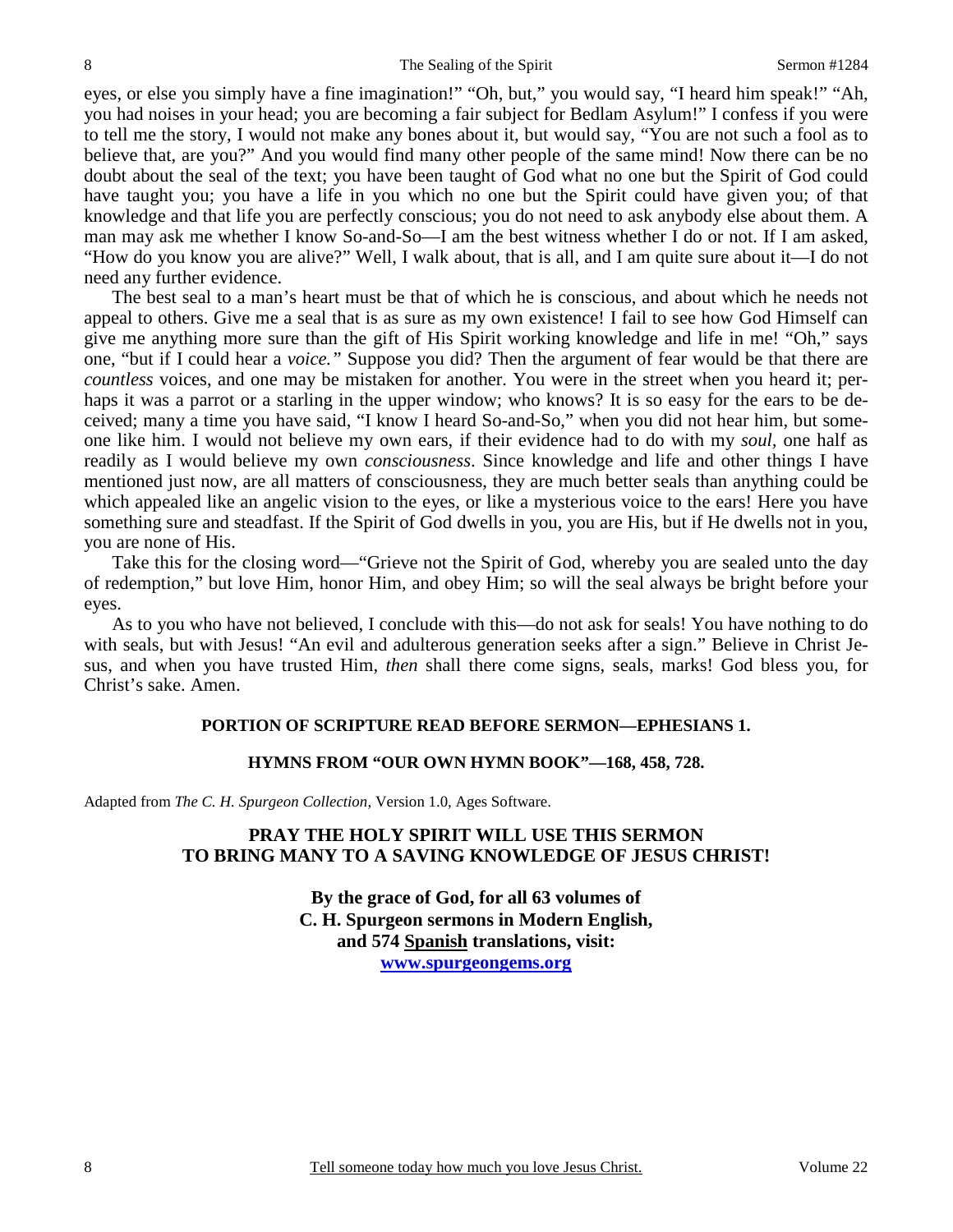eyes, or else you simply have a fine imagination!" "Oh, but," you would say, "I heard him speak!" "Ah, you had noises in your head; you are becoming a fair subject for Bedlam Asylum!" I confess if you were to tell me the story, I would not make any bones about it, but would say, "You are not such a fool as to believe that, are you?" And you would find many other people of the same mind! Now there can be no doubt about the seal of the text; you have been taught of God what no one but the Spirit of God could have taught you; you have a life in you which no one but the Spirit could have given you; of that knowledge and that life you are perfectly conscious; you do not need to ask anybody else about them. A man may ask me whether I know So-and-So—I am the best witness whether I do or not. If I am asked, "How do you know you are alive?" Well, I walk about, that is all, and I am quite sure about it—I do not need any further evidence.

The best seal to a man's heart must be that of which he is conscious, and about which he needs not appeal to others. Give me a seal that is as sure as my own existence! I fail to see how God Himself can give me anything more sure than the gift of His Spirit working knowledge and life in me! "Oh," says one, "but if I could hear a *voice."* Suppose you did? Then the argument of fear would be that there are *countless* voices, and one may be mistaken for another. You were in the street when you heard it; perhaps it was a parrot or a starling in the upper window; who knows? It is so easy for the ears to be deceived; many a time you have said, "I know I heard So-and-So," when you did not hear him, but someone like him. I would not believe my own ears, if their evidence had to do with my *soul*, one half as readily as I would believe my own *consciousness*. Since knowledge and life and other things I have mentioned just now, are all matters of consciousness, they are much better seals than anything could be which appealed like an angelic vision to the eyes, or like a mysterious voice to the ears! Here you have something sure and steadfast. If the Spirit of God dwells in you, you are His, but if He dwells not in you, you are none of His.

Take this for the closing word—"Grieve not the Spirit of God, whereby you are sealed unto the day of redemption," but love Him, honor Him, and obey Him; so will the seal always be bright before your eyes.

As to you who have not believed, I conclude with this—do not ask for seals! You have nothing to do with seals, but with Jesus! "An evil and adulterous generation seeks after a sign." Believe in Christ Jesus, and when you have trusted Him, *then* shall there come signs, seals, marks! God bless you, for Christ's sake. Amen.

**PORTION OF SCRIPTURE READ BEFORE SERMON—EPHESIANS 1.**

**HYMNS FROM "OUR OWN HYMN BOOK"—168, 458, 728.**

Adapted from *The C. H. Spurgeon Collection*, Version 1.0, Ages Software.

**PRAY THE HOLY SPIRIT WILL USE THIS SERMON TO BRING MANY TO A SAVING KNOWLEDGE OF JESUS CHRIST!**

**By the grace of God, for all 63 volumes of C. H. Spurgeon sermons in Modern English, and 574 Spanish translations, visit: www.spurgeongems.org**